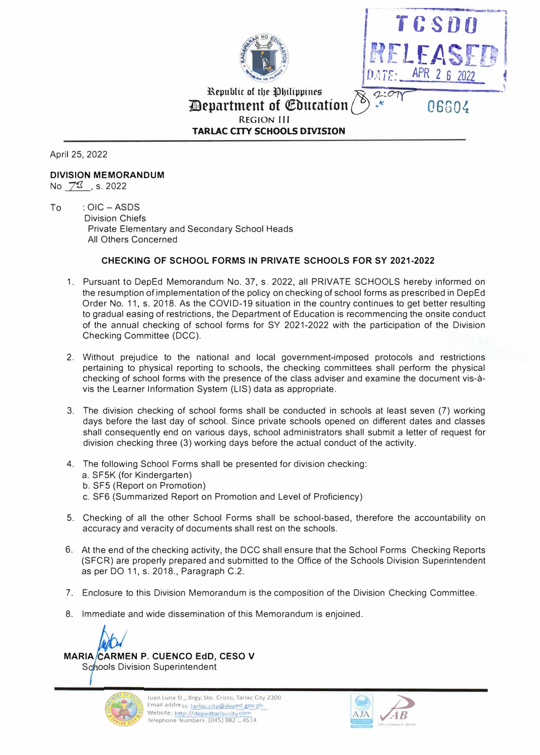Republic of the Philippines
**Department of Education**
REGION III
**TARLAC CITY SCHOOLS DIVISION**

TCSDO RELEASED
DATE: APR 26 2022
2:07
06604

April 25, 2022

**DIVISION MEMORANDUM**
No 73, s. 2022

To : OIC – ASDS
Division Chiefs
Private Elementary and Secondary School Heads
All Others Concerned

**CHECKING OF SCHOOL FORMS IN PRIVATE SCHOOLS FOR SY 2021-2022**

1. Pursuant to DepEd Memorandum No. 37, s. 2022, all PRIVATE SCHOOLS hereby informed on the resumption of implementation of the policy on checking of school forms as prescribed in DepEd Order No. 11, s. 2018. As the COVID-19 situation in the country continues to get better resulting to gradual easing of restrictions, the Department of Education is recommencing the onsite conduct of the annual checking of school forms for SY 2021-2022 with the participation of the Division Checking Committee (DCC).

2. Without prejudice to the national and local government-imposed protocols and restrictions pertaining to physical reporting to schools, the checking committees shall perform the physical checking of school forms with the presence of the class adviser and examine the document vis-à-vis the Learner Information System (LIS) data as appropriate.

3. The division checking of school forms shall be conducted in schools at least seven (7) working days before the last day of school. Since private schools opened on different dates and classes shall consequently end on various days, school administrators shall submit a letter of request for division checking three (3) working days before the actual conduct of the activity.

4. The following School Forms shall be presented for division checking:
   a. SF5K (for Kindergarten)
   b. SF5 (Report on Promotion)
   c. SF6 (Summarized Report on Promotion and Level of Proficiency)

5. Checking of all the other School Forms shall be school-based, therefore the accountability on accuracy and veracity of documents shall rest on the schools.

6. At the end of the checking activity, the DCC shall ensure that the School Forms Checking Reports (SFCR) are properly prepared and submitted to the Office of the Schools Division Superintendent as per DO 11, s. 2018., Paragraph C.2.

7. Enclosure to this Division Memorandum is the composition of the Division Checking Committee.

8. Immediate and wide dissemination of this Memorandum is enjoined.

**MARIA CARMEN P. CUENCO EdD, CESO V**
Schools Division Superintendent

Juan Luna St., Brgy. Sto. Cristo, Tarlac City 2300
Email address: tarlac.city@deped.gov.ph
Website: http://depedtarlaccity.com
Telephone Numbers: (045) 982 – 4514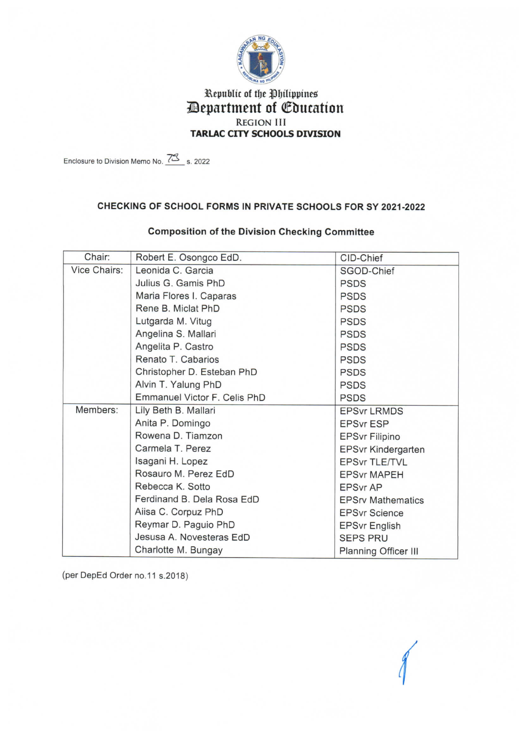Republic of the Philippines
Department of Education
REGION III
**TARLAC CITY SCHOOLS DIVISION**

Enclosure to Division Memo No. 73 s. 2022

## CHECKING OF SCHOOL FORMS IN PRIVATE SCHOOLS FOR SY 2021-2022

### Composition of the Division Checking Committee

| | | |
|---|---|---|
| Chair: | Robert E. Osongco EdD. | CID-Chief |
| Vice Chairs: | Leonida C. Garcia | SGOD-Chief |
| | Julius G. Gamis PhD | PSDS |
| | Maria Flores I. Caparas | PSDS |
| | Rene B. Miclat PhD | PSDS |
| | Lutgarda M. Vitug | PSDS |
| | Angelina S. Mallari | PSDS |
| | Angelita P. Castro | PSDS |
| | Renato T. Cabarios | PSDS |
| | Christopher D. Esteban PhD | PSDS |
| | Alvin T. Yalung PhD | PSDS |
| | Emmanuel Victor F. Celis PhD | PSDS |
| Members: | Lily Beth B. Mallari | EPSvr LRMDS |
| | Anita P. Domingo | EPSvr ESP |
| | Rowena D. Tiamzon | EPSvr Filipino |
| | Carmela T. Perez | EPSvr Kindergarten |
| | Isagani H. Lopez | EPSvr TLE/TVL |
| | Rosauro M. Perez EdD | EPSvr MAPEH |
| | Rebecca K. Sotto | EPSvr AP |
| | Ferdinand B. Dela Rosa EdD | EPSrv Mathematics |
| | Aiisa C. Corpuz PhD | EPSvr Science |
| | Reymar D. Paguio PhD | EPSvr English |
| | Jesusa A. Novesteras EdD | SEPS PRU |
| | Charlotte M. Bungay | Planning Officer III |

(per DepEd Order no.11 s.2018)